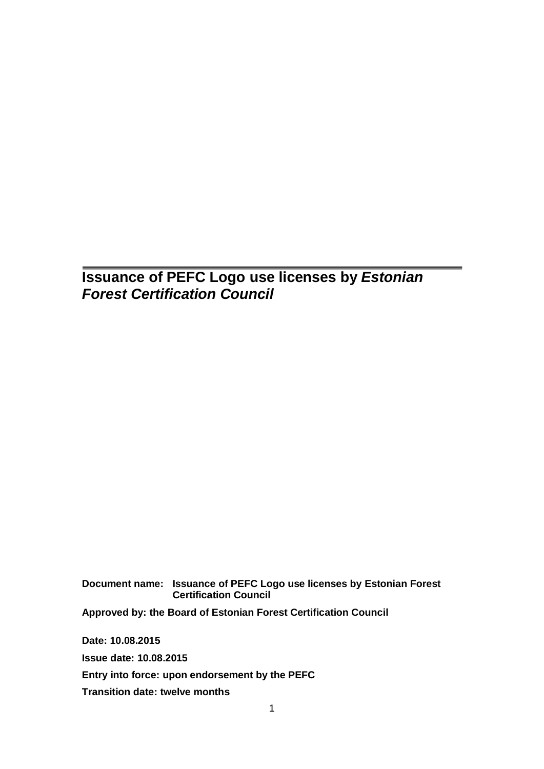# Issuance of PEFC Logo use licenses by *Estonian Forest Certification Council*

**Document name:** **Issuance of PEFC Logo use licenses by Estonian Forest Certification Council**

**Approved by: the Board of Estonian Forest Certification Council**

**Date: 10.08.2015**

**Issue date: 10.08.2015**

**Entry into force: upon endorsement by the PEFC**

**Transition date: twelve months**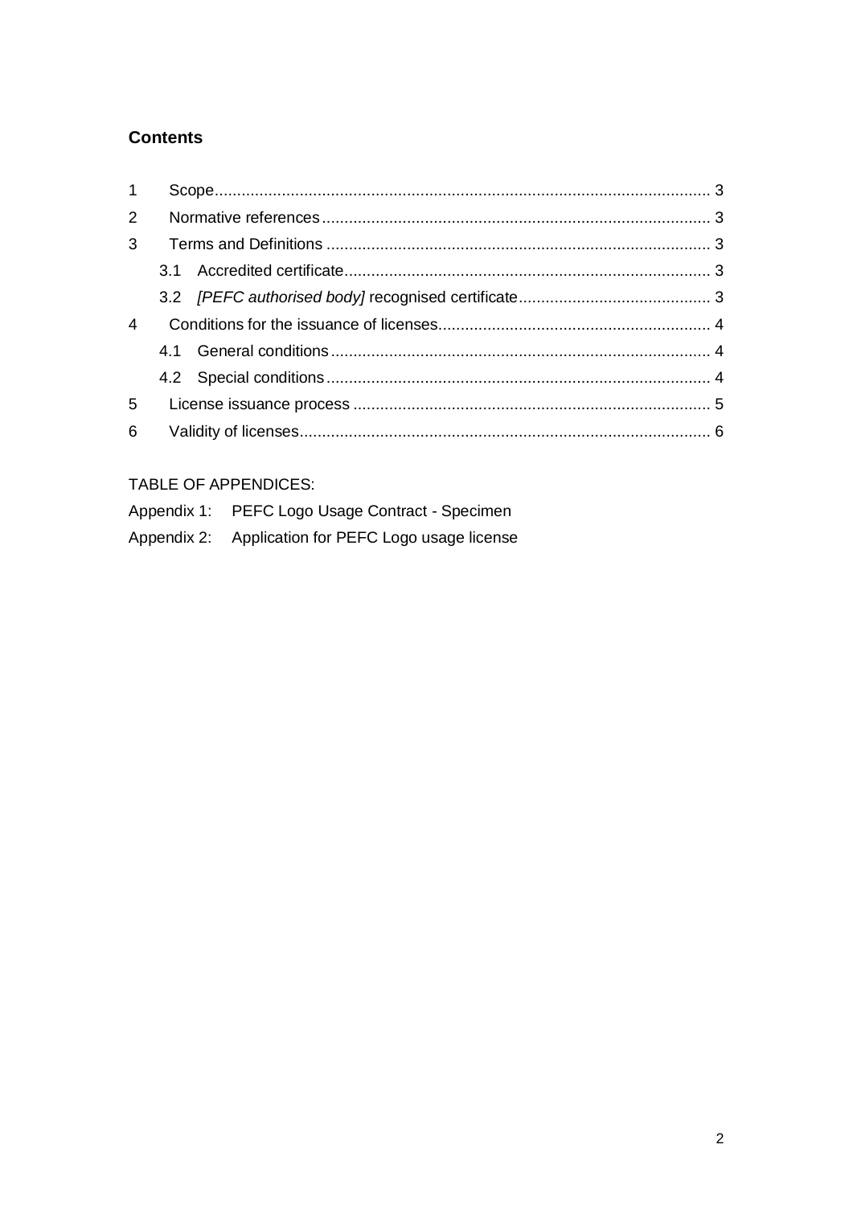## Contents

1 Scope ... 3

2 Normative references ... 3

3 Terms and Definitions ... 3

  3.1 Accredited certificate ... 3

  3.2 *[PEFC authorised body]* recognised certificate ... 3

4 Conditions for the issuance of licenses ... 4

  4.1 General conditions ... 4

  4.2 Special conditions ... 4

5 License issuance process ... 5

6 Validity of licenses ... 6

TABLE OF APPENDICES:

Appendix 1: PEFC Logo Usage Contract - Specimen

Appendix 2: Application for PEFC Logo usage license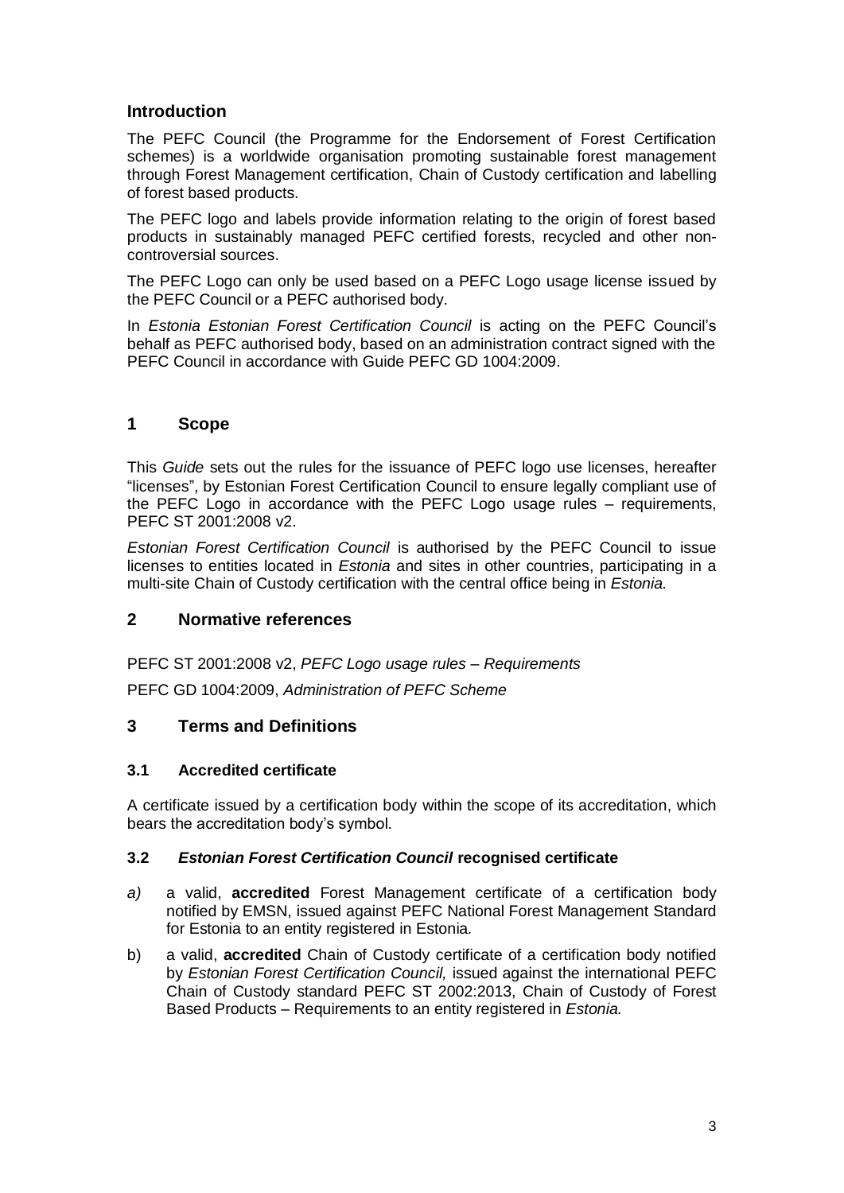## Introduction

The PEFC Council (the Programme for the Endorsement of Forest Certification schemes) is a worldwide organisation promoting sustainable forest management through Forest Management certification, Chain of Custody certification and labelling of forest based products.

The PEFC logo and labels provide information relating to the origin of forest based products in sustainably managed PEFC certified forests, recycled and other non-controversial sources.

The PEFC Logo can only be used based on a PEFC Logo usage license issued by the PEFC Council or a PEFC authorised body.

In *Estonia Estonian Forest Certification Council* is acting on the PEFC Council's behalf as PEFC authorised body, based on an administration contract signed with the PEFC Council in accordance with Guide PEFC GD 1004:2009.

## 1 Scope

This *Guide* sets out the rules for the issuance of PEFC logo use licenses, hereafter "licenses", by Estonian Forest Certification Council to ensure legally compliant use of the PEFC Logo in accordance with the PEFC Logo usage rules – requirements, PEFC ST 2001:2008 v2.

*Estonian Forest Certification Council* is authorised by the PEFC Council to issue licenses to entities located in *Estonia* and sites in other countries, participating in a multi-site Chain of Custody certification with the central office being in *Estonia.*

## 2 Normative references

PEFC ST 2001:2008 v2, *PEFC Logo usage rules – Requirements*

PEFC GD 1004:2009, *Administration of PEFC Scheme*

## 3 Terms and Definitions

### 3.1 Accredited certificate

A certificate issued by a certification body within the scope of its accreditation, which bears the accreditation body's symbol.

### 3.2 *Estonian Forest Certification Council* recognised certificate

*a)* a valid, **accredited** Forest Management certificate of a certification body notified by EMSN, issued against PEFC National Forest Management Standard for Estonia to an entity registered in Estonia*.*

b) a valid, **accredited** Chain of Custody certificate of a certification body notified by *Estonian Forest Certification Council,* issued against the international PEFC Chain of Custody standard PEFC ST 2002:2013, Chain of Custody of Forest Based Products – Requirements to an entity registered in *Estonia.*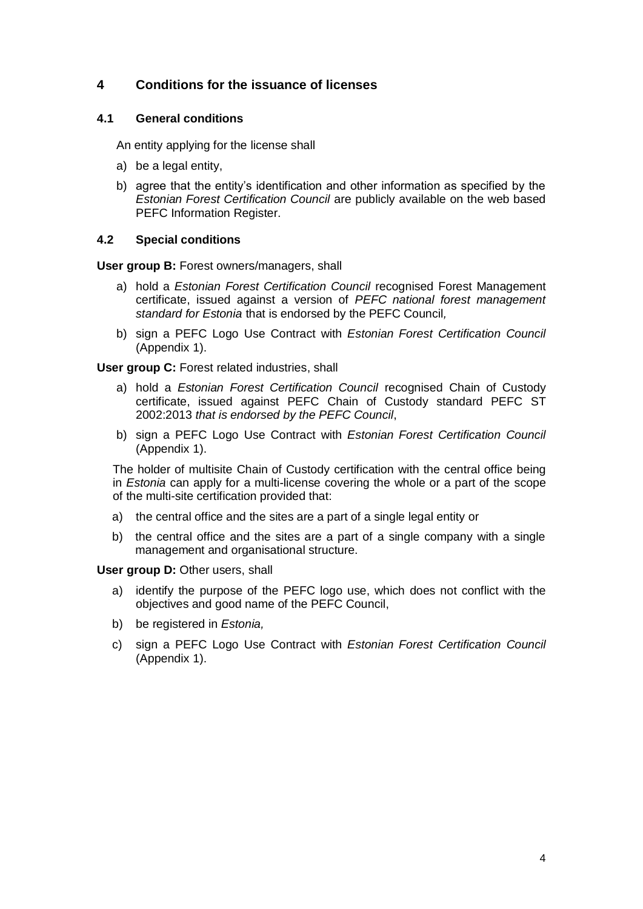# 4 Conditions for the issuance of licenses

## 4.1 General conditions

An entity applying for the license shall

a) be a legal entity,

b) agree that the entity's identification and other information as specified by the *Estonian Forest Certification Council* are publicly available on the web based PEFC Information Register.

## 4.2 Special conditions

**User group B:** Forest owners/managers, shall

a) hold a *Estonian Forest Certification Council* recognised Forest Management certificate, issued against a version of *PEFC national forest management standard for Estonia* that is endorsed by the PEFC Council*,*

b) sign a PEFC Logo Use Contract with *Estonian Forest Certification Council* (Appendix 1).

**User group C:** Forest related industries, shall

a) hold a *Estonian Forest Certification Council* recognised Chain of Custody certificate, issued against PEFC Chain of Custody standard PEFC ST 2002:2013 *that is endorsed by the PEFC Council*,

b) sign a PEFC Logo Use Contract with *Estonian Forest Certification Council* (Appendix 1).

The holder of multisite Chain of Custody certification with the central office being in *Estonia* can apply for a multi-license covering the whole or a part of the scope of the multi-site certification provided that:

a) the central office and the sites are a part of a single legal entity or

b) the central office and the sites are a part of a single company with a single management and organisational structure.

**User group D:** Other users, shall

a) identify the purpose of the PEFC logo use, which does not conflict with the objectives and good name of the PEFC Council,

b) be registered in *Estonia,*

c) sign a PEFC Logo Use Contract with *Estonian Forest Certification Council* (Appendix 1).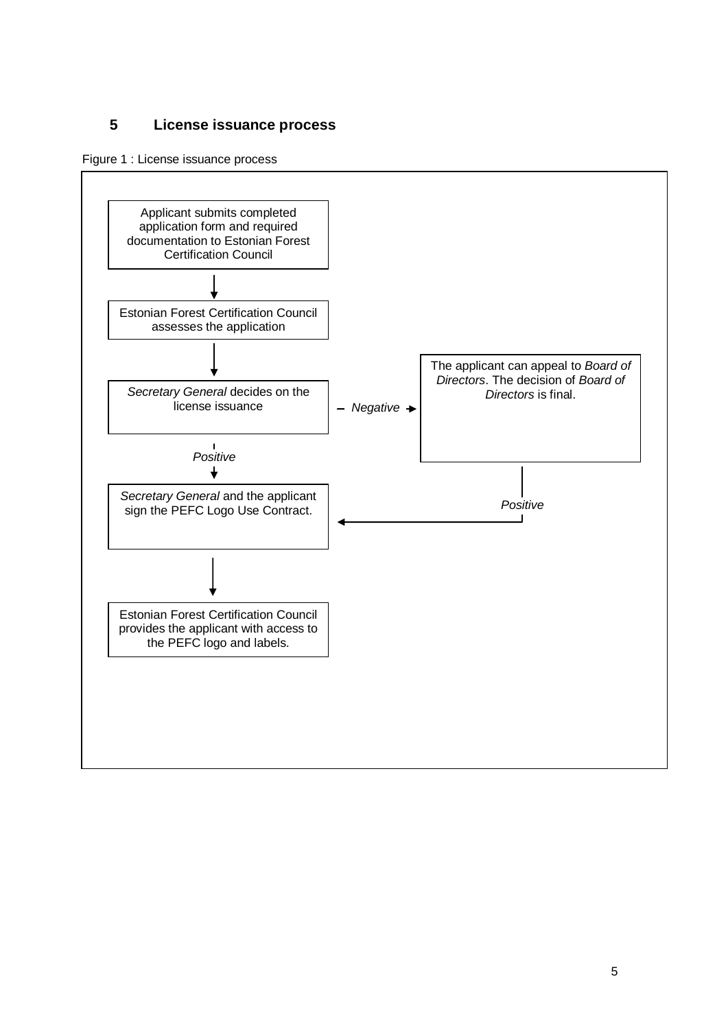## 5 License issuance process

Figure 1 : License issuance process

Applicant submits completed application form and required documentation to Estonian Forest Certification Council

Estonian Forest Certification Council assesses the application

*Secretary General* decides on the license issuance

*Negative*

The applicant can appeal to *Board of Directors*. The decision of *Board of Directors* is final.

*Positive*

*Secretary General* and the applicant sign the PEFC Logo Use Contract.

*Positive*

Estonian Forest Certification Council provides the applicant with access to the PEFC logo and labels.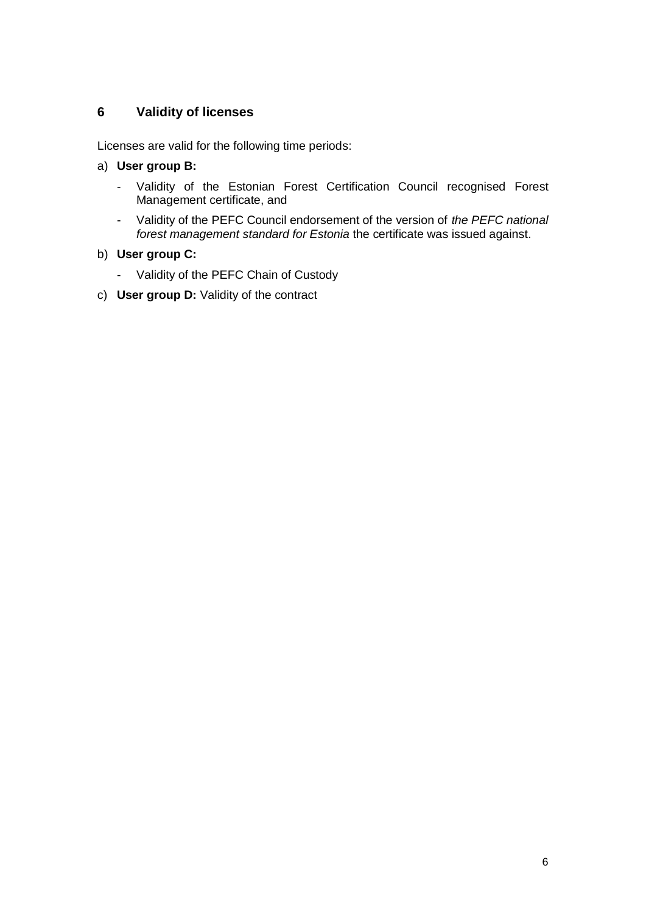## 6 Validity of licenses

Licenses are valid for the following time periods:

a) **User group B:**

- Validity of the Estonian Forest Certification Council recognised Forest Management certificate, and
- Validity of the PEFC Council endorsement of the version of *the PEFC national forest management standard for Estonia* the certificate was issued against.

b) **User group C:**

- Validity of the PEFC Chain of Custody

c) **User group D:** Validity of the contract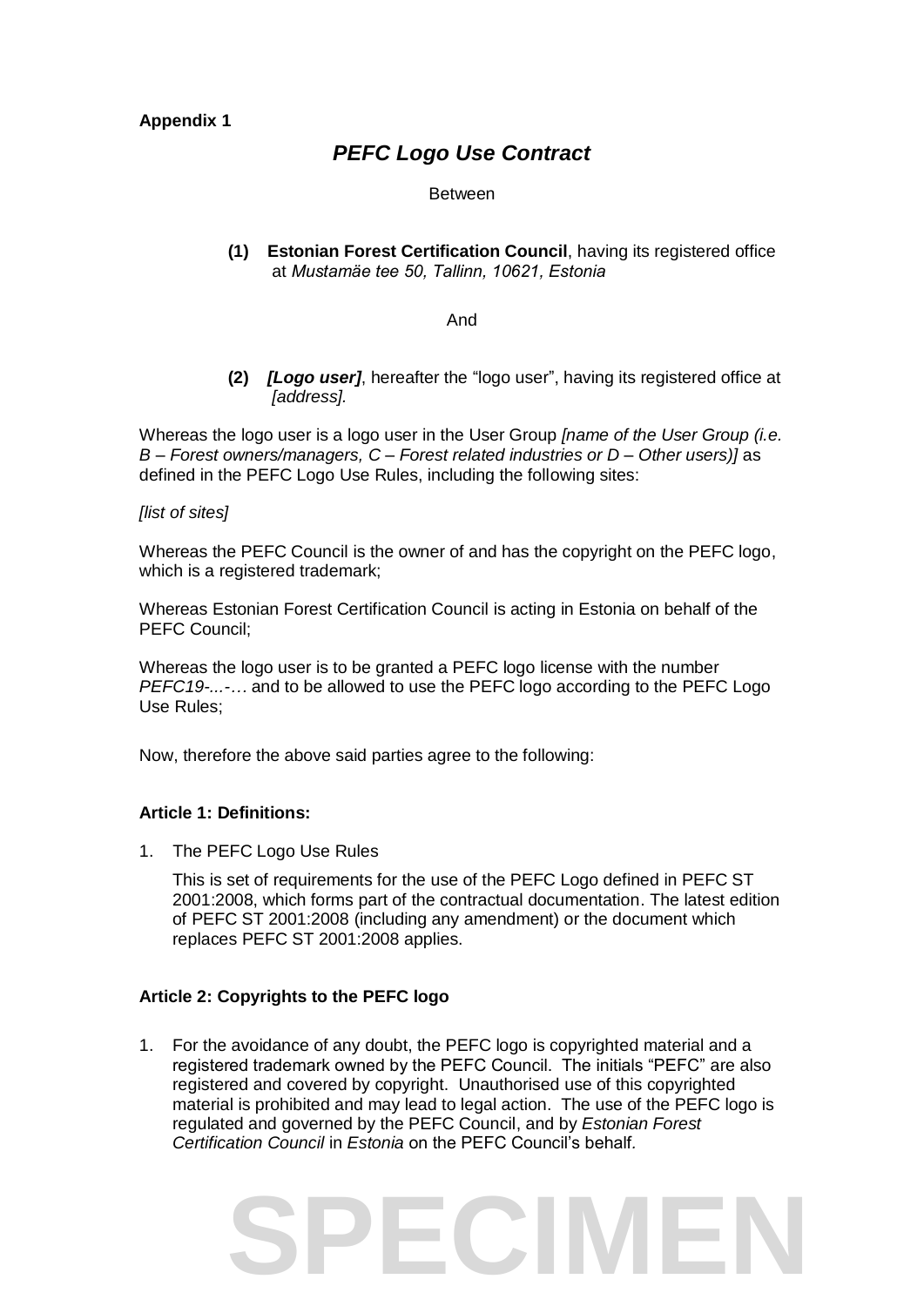**Appendix 1**

# *PEFC Logo Use Contract*

Between

**(1) Estonian Forest Certification Council**, having its registered office at *Mustamäe tee 50, Tallinn, 10621, Estonia*

And

**(2)** ***[Logo user]***, hereafter the "logo user", having its registered office at *[address].*

Whereas the logo user is a logo user in the User Group *[name of the User Group (i.e. B – Forest owners/managers, C – Forest related industries or D – Other users)]* as defined in the PEFC Logo Use Rules, including the following sites:

*[list of sites]*

Whereas the PEFC Council is the owner of and has the copyright on the PEFC logo, which is a registered trademark;

Whereas Estonian Forest Certification Council is acting in Estonia on behalf of the PEFC Council;

Whereas the logo user is to be granted a PEFC logo license with the number *PEFC19-...-…* and to be allowed to use the PEFC logo according to the PEFC Logo Use Rules;

Now, therefore the above said parties agree to the following:

### Article 1: Definitions:

1. The PEFC Logo Use Rules

   This is set of requirements for the use of the PEFC Logo defined in PEFC ST 2001:2008, which forms part of the contractual documentation. The latest edition of PEFC ST 2001:2008 (including any amendment) or the document which replaces PEFC ST 2001:2008 applies.

### Article 2: Copyrights to the PEFC logo

1. For the avoidance of any doubt, the PEFC logo is copyrighted material and a registered trademark owned by the PEFC Council. The initials "PEFC" are also registered and covered by copyright. Unauthorised use of this copyrighted material is prohibited and may lead to legal action. The use of the PEFC logo is regulated and governed by the PEFC Council, and by *Estonian Forest Certification Council* in *Estonia* on the PEFC Council's behalf.

SPECIMEN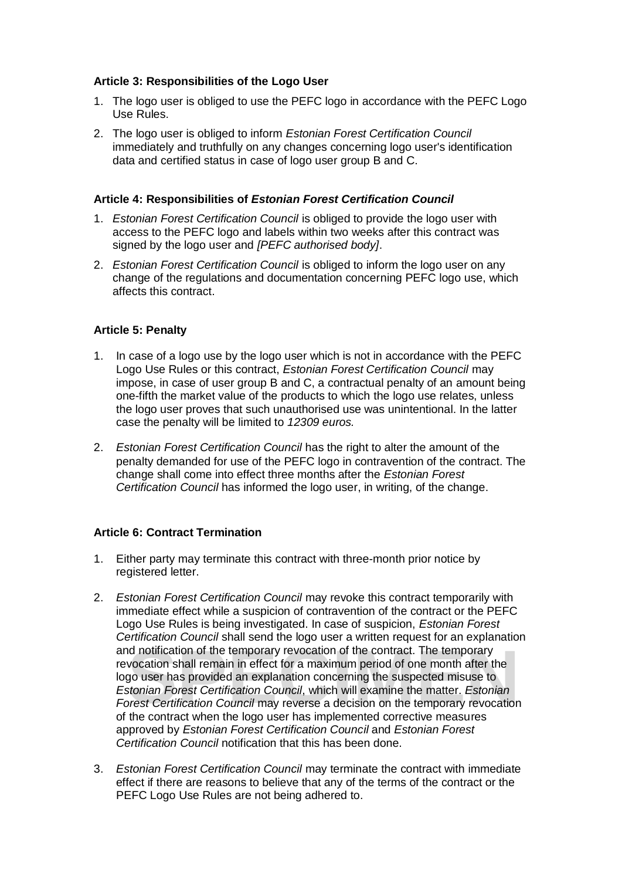**Article 3: Responsibilities of the Logo User**

1. The logo user is obliged to use the PEFC logo in accordance with the PEFC Logo Use Rules.
2. The logo user is obliged to inform *Estonian Forest Certification Council* immediately and truthfully on any changes concerning logo user's identification data and certified status in case of logo user group B and C.

**Article 4: Responsibilities of *Estonian Forest Certification Council***

1. *Estonian Forest Certification Council* is obliged to provide the logo user with access to the PEFC logo and labels within two weeks after this contract was signed by the logo user and *[PEFC authorised body]*.
2. *Estonian Forest Certification Council* is obliged to inform the logo user on any change of the regulations and documentation concerning PEFC logo use, which affects this contract.

**Article 5: Penalty**

1. In case of a logo use by the logo user which is not in accordance with the PEFC Logo Use Rules or this contract, *Estonian Forest Certification Council* may impose, in case of user group B and C, a contractual penalty of an amount being one-fifth the market value of the products to which the logo use relates, unless the logo user proves that such unauthorised use was unintentional. In the latter case the penalty will be limited to *12309 euros.*
2. *Estonian Forest Certification Council* has the right to alter the amount of the penalty demanded for use of the PEFC logo in contravention of the contract. The change shall come into effect three months after the *Estonian Forest Certification Council* has informed the logo user, in writing, of the change.

**Article 6: Contract Termination**

1. Either party may terminate this contract with three-month prior notice by registered letter.
2. *Estonian Forest Certification Council* may revoke this contract temporarily with immediate effect while a suspicion of contravention of the contract or the PEFC Logo Use Rules is being investigated. In case of suspicion, *Estonian Forest Certification Council* shall send the logo user a written request for an explanation and notification of the temporary revocation of the contract. The temporary revocation shall remain in effect for a maximum period of one month after the logo user has provided an explanation concerning the suspected misuse to *Estonian Forest Certification Council*, which will examine the matter. *Estonian Forest Certification Council* may reverse a decision on the temporary revocation of the contract when the logo user has implemented corrective measures approved by *Estonian Forest Certification Council* and *Estonian Forest Certification Council* notification that this has been done.
3. *Estonian Forest Certification Council* may terminate the contract with immediate effect if there are reasons to believe that any of the terms of the contract or the PEFC Logo Use Rules are not being adhered to.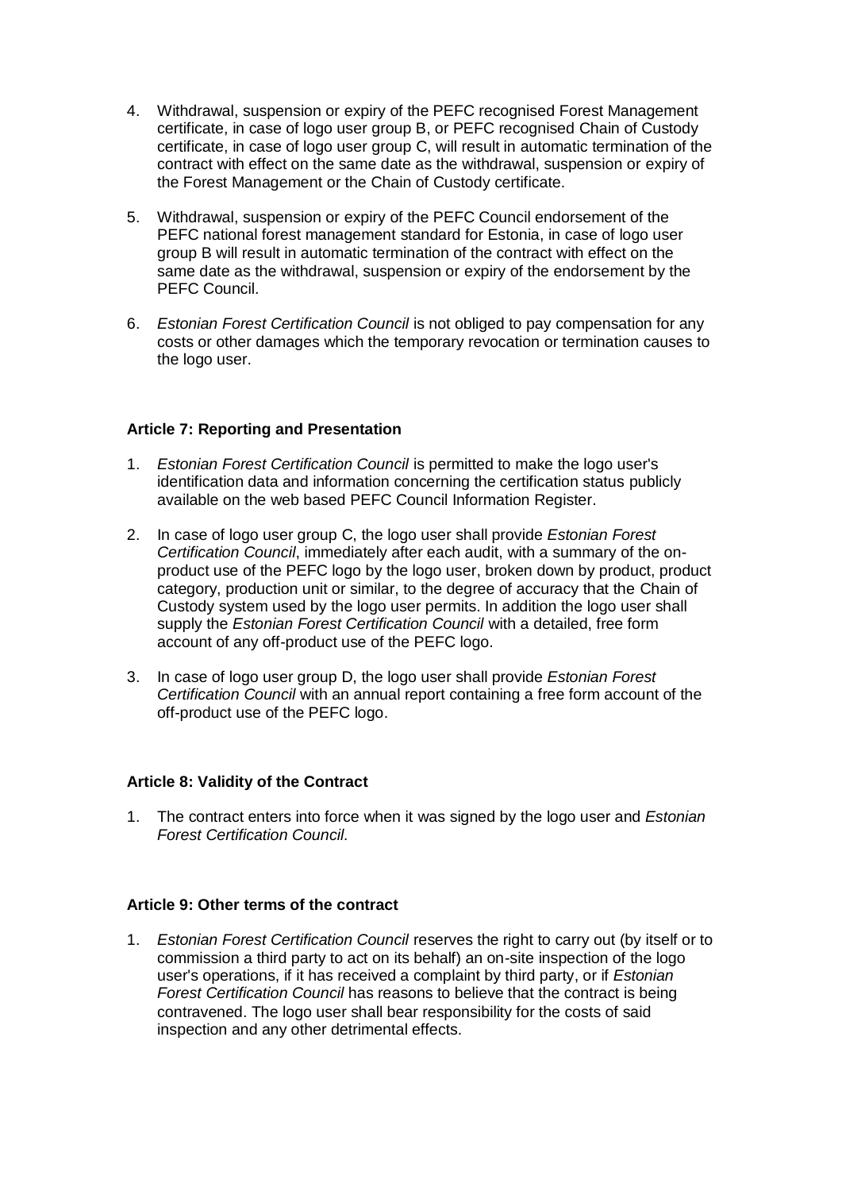4. Withdrawal, suspension or expiry of the PEFC recognised Forest Management certificate, in case of logo user group B, or PEFC recognised Chain of Custody certificate, in case of logo user group C, will result in automatic termination of the contract with effect on the same date as the withdrawal, suspension or expiry of the Forest Management or the Chain of Custody certificate.

5. Withdrawal, suspension or expiry of the PEFC Council endorsement of the PEFC national forest management standard for Estonia, in case of logo user group B will result in automatic termination of the contract with effect on the same date as the withdrawal, suspension or expiry of the endorsement by the PEFC Council.

6. *Estonian Forest Certification Council* is not obliged to pay compensation for any costs or other damages which the temporary revocation or termination causes to the logo user.

**Article 7: Reporting and Presentation**

1. *Estonian Forest Certification Council* is permitted to make the logo user's identification data and information concerning the certification status publicly available on the web based PEFC Council Information Register.

2. In case of logo user group C, the logo user shall provide *Estonian Forest Certification Council*, immediately after each audit, with a summary of the on-product use of the PEFC logo by the logo user, broken down by product, product category, production unit or similar, to the degree of accuracy that the Chain of Custody system used by the logo user permits. In addition the logo user shall supply the *Estonian Forest Certification Council* with a detailed, free form account of any off-product use of the PEFC logo.

3. In case of logo user group D, the logo user shall provide *Estonian Forest Certification Council* with an annual report containing a free form account of the off-product use of the PEFC logo.

**Article 8: Validity of the Contract**

1. The contract enters into force when it was signed by the logo user and *Estonian Forest Certification Council.*

**Article 9: Other terms of the contract**

1. *Estonian Forest Certification Council* reserves the right to carry out (by itself or to commission a third party to act on its behalf) an on-site inspection of the logo user's operations, if it has received a complaint by third party, or if *Estonian Forest Certification Council* has reasons to believe that the contract is being contravened. The logo user shall bear responsibility for the costs of said inspection and any other detrimental effects.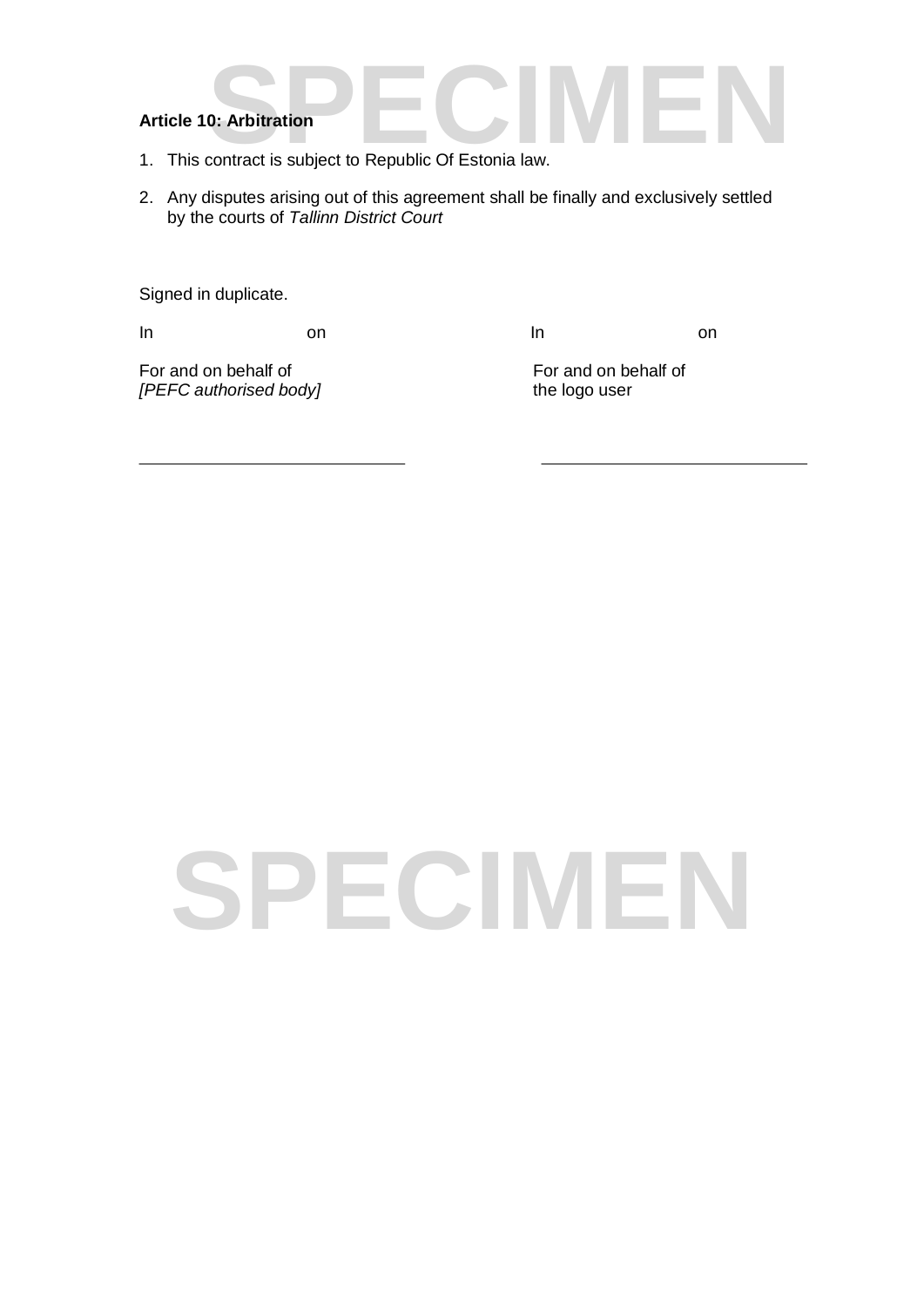**Article 10: Arbitration**

1. This contract is subject to Republic Of Estonia law.
2. Any disputes arising out of this agreement shall be finally and exclusively settled by the courts of *Tallinn District Court*

Signed in duplicate.

In on

For and on behalf of
*[PEFC authorised body]*

\_\_\_\_\_\_\_\_\_\_\_\_\_\_\_\_\_\_\_\_\_\_\_\_\_\_\_\_

In on

For and on behalf of
the logo user

\_\_\_\_\_\_\_\_\_\_\_\_\_\_\_\_\_\_\_\_\_\_\_\_\_\_\_\_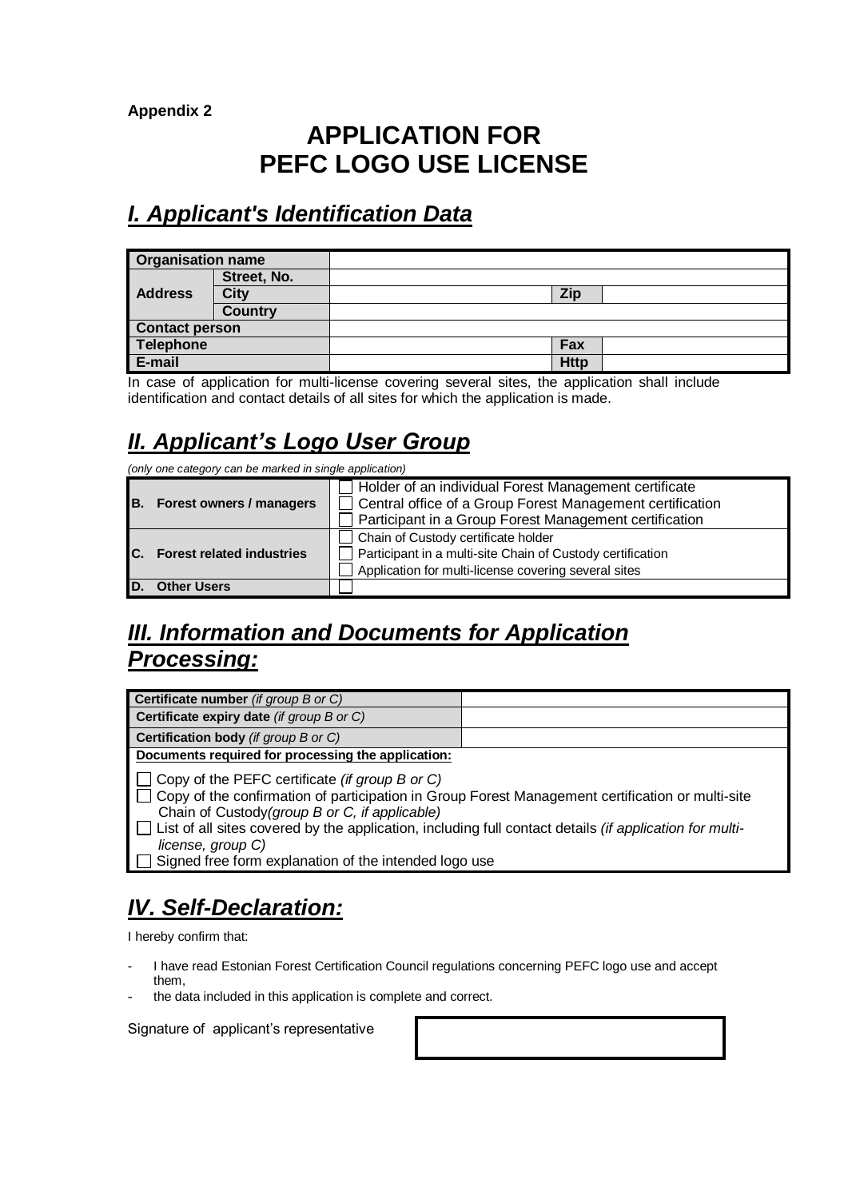**Appendix 2**

# APPLICATION FOR PEFC LOGO USE LICENSE

## ***I. Applicant's Identification Data***

| **Organisation name** | | | | |
|---|---|---|---|---|
| **Address** | **Street, No.** | | | |
| | **City** | | **Zip** | |
| | **Country** | | | |
| **Contact person** | | | | |
| **Telephone** | | | **Fax** | |
| **E-mail** | | | **Http** | |

In case of application for multi-license covering several sites, the application shall include identification and contact details of all sites for which the application is made.

## ***II. Applicant's Logo User Group***

*(only one category can be marked in single application)*

| | |
|---|---|
| **B. Forest owners / managers** | ☐ Holder of an individual Forest Management certificate<br>☐ Central office of a Group Forest Management certification<br>☐ Participant in a Group Forest Management certification |
| **C. Forest related industries** | ☐ Chain of Custody certificate holder<br>☐ Participant in a multi-site Chain of Custody certification<br>☐ Application for multi-license covering several sites |
| **D. Other Users** | ☐ |

## ***III. Information and Documents for Application Processing:***

| | |
|---|---|
| **Certificate number** *(if group B or C)* | |
| **Certificate expiry date** *(if group B or C)* | |
| **Certification body** *(if group B or C)* | |

**Documents required for processing the application:**

- ☐ Copy of the PEFC certificate *(if group B or C)*
- ☐ Copy of the confirmation of participation in Group Forest Management certification or multi-site Chain of Custody*(group B or C, if applicable)*
- ☐ List of all sites covered by the application, including full contact details *(if application for multi-license, group C)*
- ☐ Signed free form explanation of the intended logo use

## ***IV. Self-Declaration:***

I hereby confirm that:

- I have read Estonian Forest Certification Council regulations concerning PEFC logo use and accept them,
- the data included in this application is complete and correct.

Signature of applicant's representative

| |
|---|
| |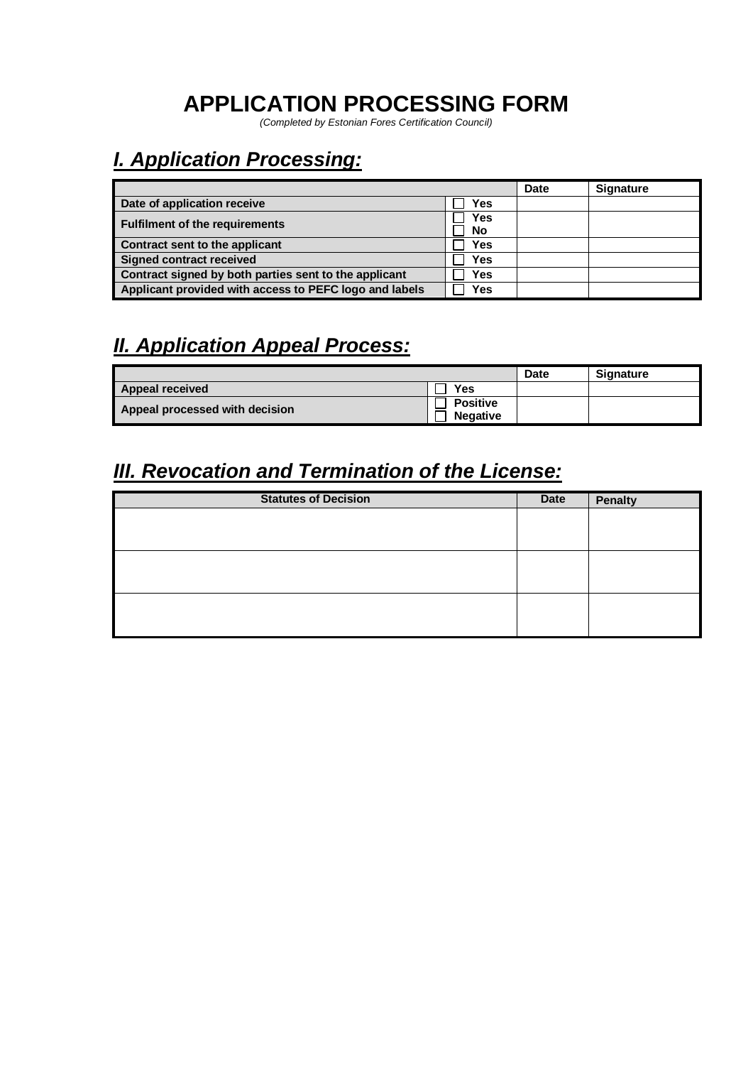# APPLICATION PROCESSING FORM

*(Completed by Estonian Fores Certification Council)*

## *I. Application Processing:*

| | | Date | Signature |
|---|---|---|---|
| **Date of application receive** | ☐ **Yes** | | |
| **Fulfilment of the requirements** | ☐ **Yes** ☐ **No** | | |
| **Contract sent to the applicant** | ☐ **Yes** | | |
| **Signed contract received** | ☐ **Yes** | | |
| **Contract signed by both parties sent to the applicant** | ☐ **Yes** | | |
| **Applicant provided with access to PEFC logo and labels** | ☐ **Yes** | | |

## *II. Application Appeal Process:*

| | | Date | Signature |
|---|---|---|---|
| **Appeal received** | ☐ **Yes** | | |
| **Appeal processed with decision** | ☐ **Positive** ☐ **Negative** | | |

## *III. Revocation and Termination of the License:*

| Statutes of Decision | Date | Penalty |
|---|---|---|
| | | |
| | | |
| | | |